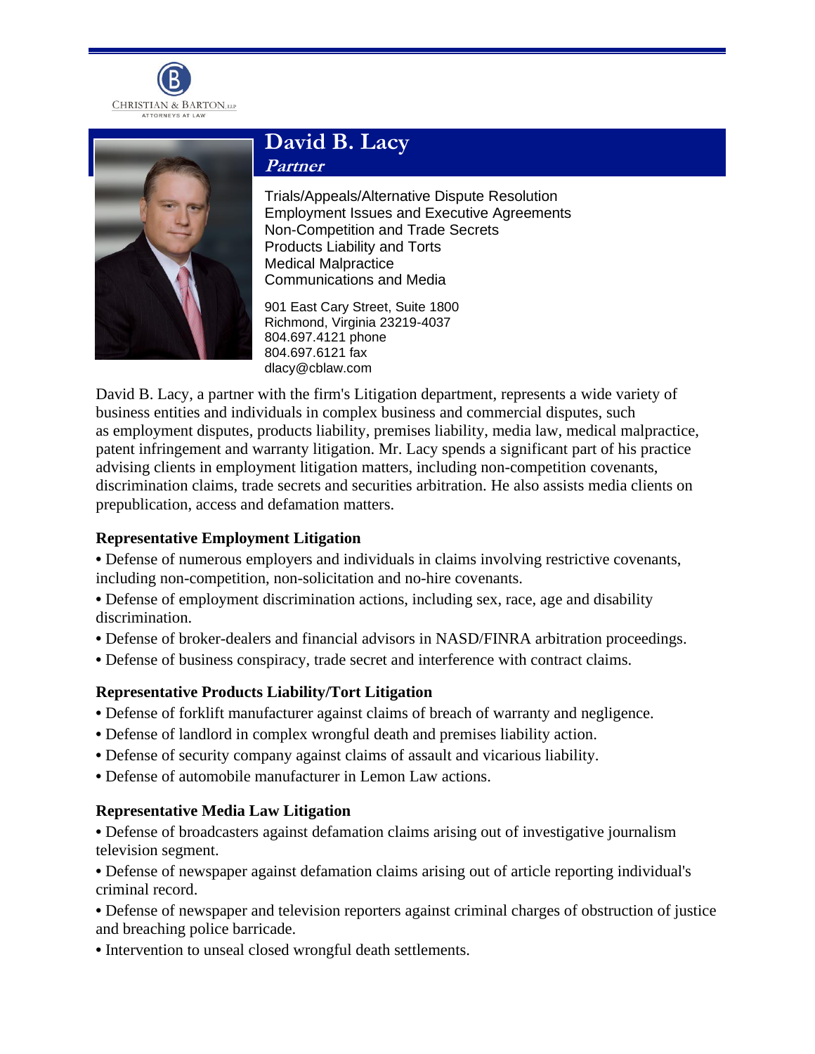CHRISTIAN & BARTON, LLP
ATTORNEYS AT LAW

# David B. Lacy

***Partner***

Trials/Appeals/Alternative Dispute Resolution
Employment Issues and Executive Agreements
Non-Competition and Trade Secrets
Products Liability and Torts
Medical Malpractice
Communications and Media

901 East Cary Street, Suite 1800
Richmond, Virginia 23219-4037
804.697.4121 phone
804.697.6121 fax
dlacy@cblaw.com

David B. Lacy, a partner with the firm's Litigation department, represents a wide variety of business entities and individuals in complex business and commercial disputes, such as employment disputes, products liability, premises liability, media law, medical malpractice, patent infringement and warranty litigation. Mr. Lacy spends a significant part of his practice advising clients in employment litigation matters, including non-competition covenants, discrimination claims, trade secrets and securities arbitration. He also assists media clients on prepublication, access and defamation matters.

### Representative Employment Litigation

- Defense of numerous employers and individuals in claims involving restrictive covenants, including non-competition, non-solicitation and no-hire covenants.
- Defense of employment discrimination actions, including sex, race, age and disability discrimination.
- Defense of broker-dealers and financial advisors in NASD/FINRA arbitration proceedings.
- Defense of business conspiracy, trade secret and interference with contract claims.

### Representative Products Liability/Tort Litigation

- Defense of forklift manufacturer against claims of breach of warranty and negligence.
- Defense of landlord in complex wrongful death and premises liability action.
- Defense of security company against claims of assault and vicarious liability.
- Defense of automobile manufacturer in Lemon Law actions.

### Representative Media Law Litigation

- Defense of broadcasters against defamation claims arising out of investigative journalism television segment.
- Defense of newspaper against defamation claims arising out of article reporting individual's criminal record.
- Defense of newspaper and television reporters against criminal charges of obstruction of justice and breaching police barricade.
- Intervention to unseal closed wrongful death settlements.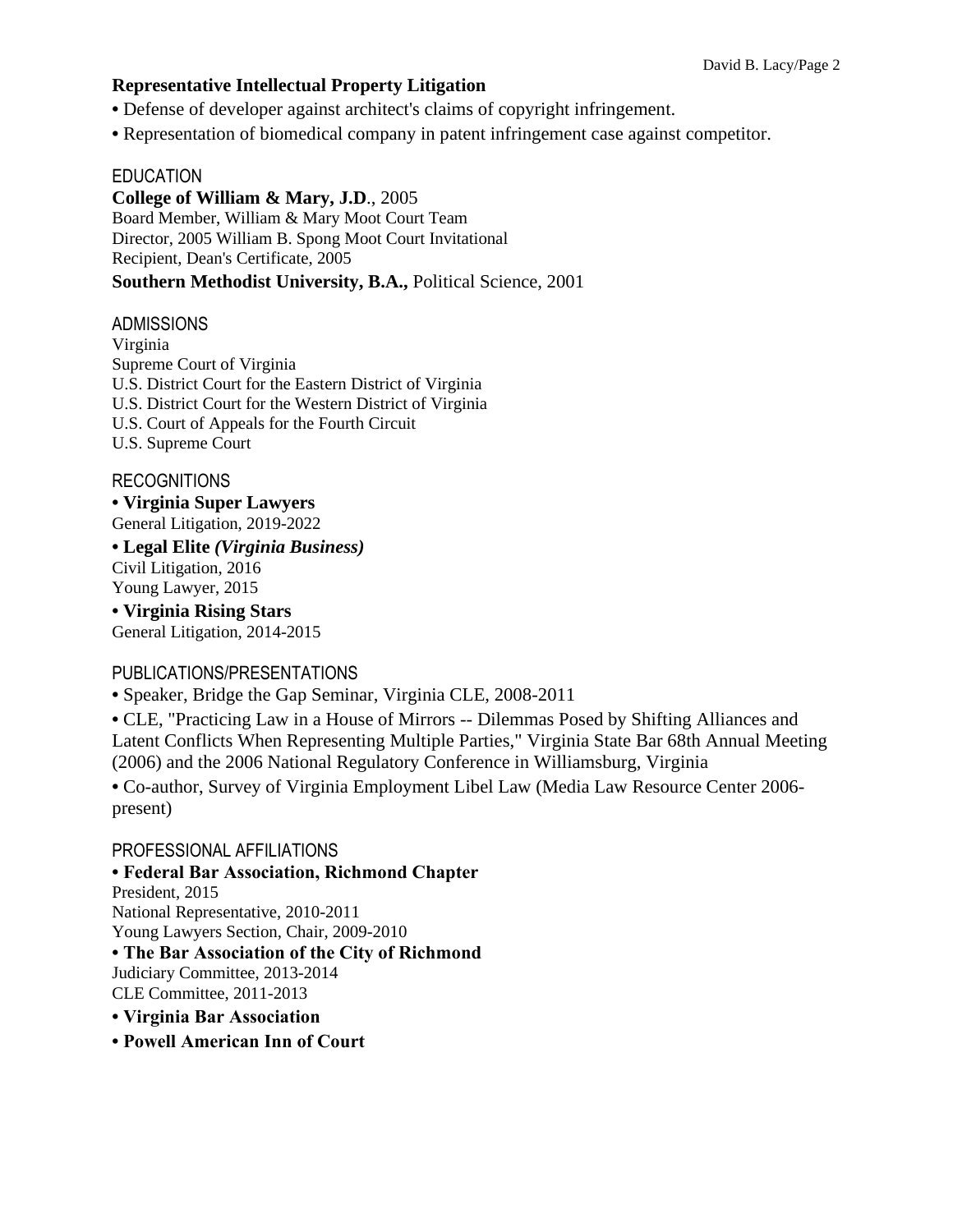### Representative Intellectual Property Litigation

- Defense of developer against architect's claims of copyright infringement.
- Representation of biomedical company in patent infringement case against competitor.

## EDUCATION

**College of William & Mary, J.D**., 2005
Board Member, William & Mary Moot Court Team
Director, 2005 William B. Spong Moot Court Invitational
Recipient, Dean's Certificate, 2005

**Southern Methodist University, B.A.,** Political Science, 2001

## ADMISSIONS

Virginia
Supreme Court of Virginia
U.S. District Court for the Eastern District of Virginia
U.S. District Court for the Western District of Virginia
U.S. Court of Appeals for the Fourth Circuit
U.S. Supreme Court

## RECOGNITIONS

- **Virginia Super Lawyers**
  General Litigation, 2019-2022
- **Legal Elite *(Virginia Business)***
  Civil Litigation, 2016
  Young Lawyer, 2015
- **Virginia Rising Stars**
  General Litigation, 2014-2015

## PUBLICATIONS/PRESENTATIONS

- Speaker, Bridge the Gap Seminar, Virginia CLE, 2008-2011
- CLE, "Practicing Law in a House of Mirrors -- Dilemmas Posed by Shifting Alliances and Latent Conflicts When Representing Multiple Parties," Virginia State Bar 68th Annual Meeting (2006) and the 2006 National Regulatory Conference in Williamsburg, Virginia
- Co-author, Survey of Virginia Employment Libel Law (Media Law Resource Center 2006-present)

## PROFESSIONAL AFFILIATIONS

- **Federal Bar Association, Richmond Chapter**
  President, 2015
  National Representative, 2010-2011
  Young Lawyers Section, Chair, 2009-2010
- **The Bar Association of the City of Richmond**
  Judiciary Committee, 2013-2014
  CLE Committee, 2011-2013
- **Virginia Bar Association**
- **Powell American Inn of Court**